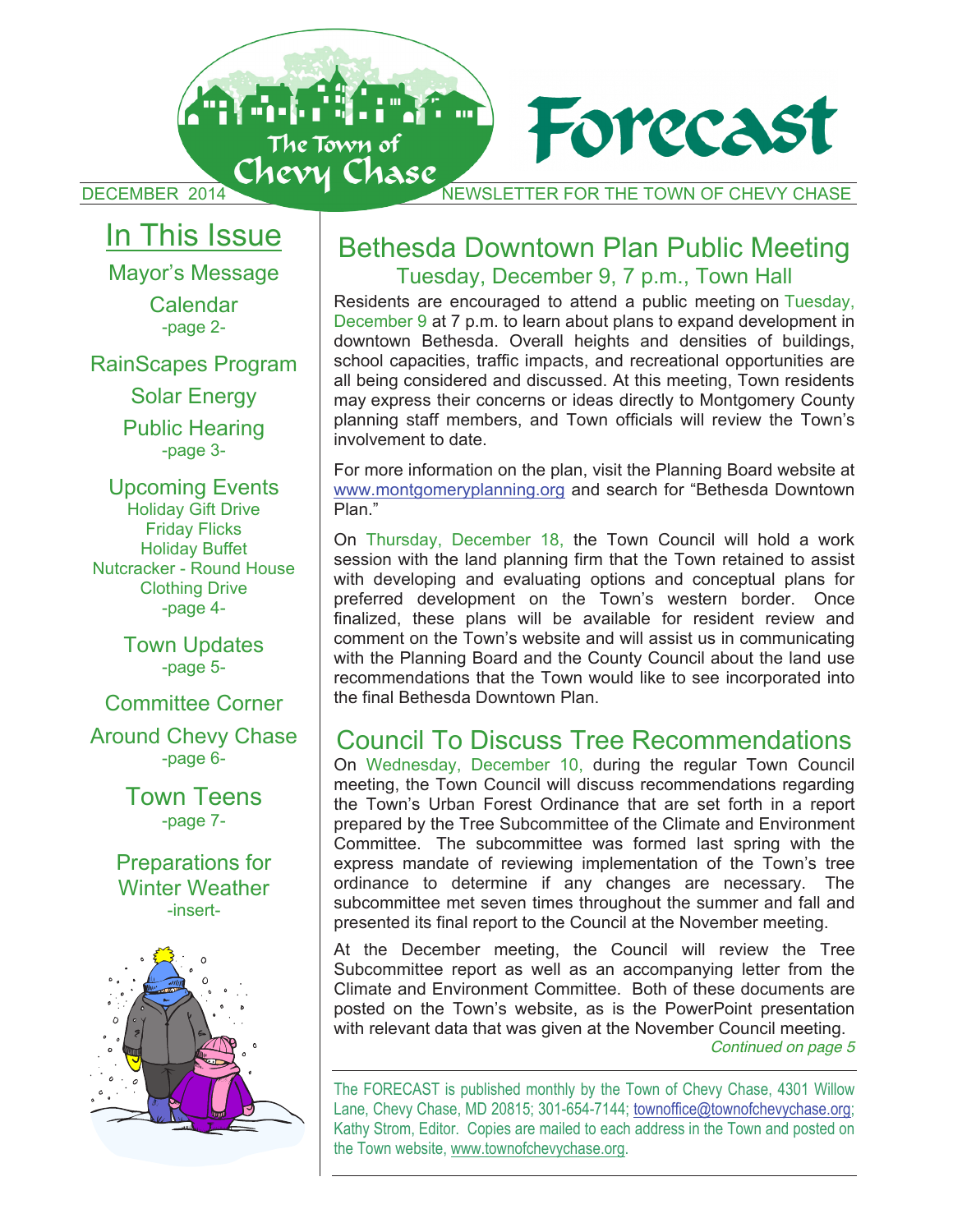# The Town of Chevy Chase Forecast

DECEMBER 2014 — NEWSLETTER FOR THE TOWN OF CHEVY CHASE

## In This Issue

Mayor's Message
Calendar
-page 2-

RainScapes Program
Solar Energy
Public Hearing
-page 3-

Upcoming Events
Holiday Gift Drive
Friday Flicks
Holiday Buffet
Nutcracker - Round House
Clothing Drive
-page 4-

Town Updates
-page 5-

Committee Corner
Around Chevy Chase
-page 6-

Town Teens
-page 7-

Preparations for Winter Weather
-insert-

## Bethesda Downtown Plan Public Meeting

### Tuesday, December 9, 7 p.m., Town Hall

Residents are encouraged to attend a public meeting on Tuesday, December 9 at 7 p.m. to learn about plans to expand development in downtown Bethesda. Overall heights and densities of buildings, school capacities, traffic impacts, and recreational opportunities are all being considered and discussed. At this meeting, Town residents may express their concerns or ideas directly to Montgomery County planning staff members, and Town officials will review the Town's involvement to date.

For more information on the plan, visit the Planning Board website at www.montgomeryplanning.org and search for "Bethesda Downtown Plan."

On Thursday, December 18, the Town Council will hold a work session with the land planning firm that the Town retained to assist with developing and evaluating options and conceptual plans for preferred development on the Town's western border. Once finalized, these plans will be available for resident review and comment on the Town's website and will assist us in communicating with the Planning Board and the County Council about the land use recommendations that the Town would like to see incorporated into the final Bethesda Downtown Plan.

## Council To Discuss Tree Recommendations

On Wednesday, December 10, during the regular Town Council meeting, the Town Council will discuss recommendations regarding the Town's Urban Forest Ordinance that are set forth in a report prepared by the Tree Subcommittee of the Climate and Environment Committee. The subcommittee was formed last spring with the express mandate of reviewing implementation of the Town's tree ordinance to determine if any changes are necessary. The subcommittee met seven times throughout the summer and fall and presented its final report to the Council at the November meeting.

At the December meeting, the Council will review the Tree Subcommittee report as well as an accompanying letter from the Climate and Environment Committee. Both of these documents are posted on the Town's website, as is the PowerPoint presentation with relevant data that was given at the November Council meeting.

*Continued on page 5*

---

The FORECAST is published monthly by the Town of Chevy Chase, 4301 Willow Lane, Chevy Chase, MD 20815; 301-654-7144; townoffice@townofchevychase.org; Kathy Strom, Editor. Copies are mailed to each address in the Town and posted on the Town website, www.townofchevychase.org.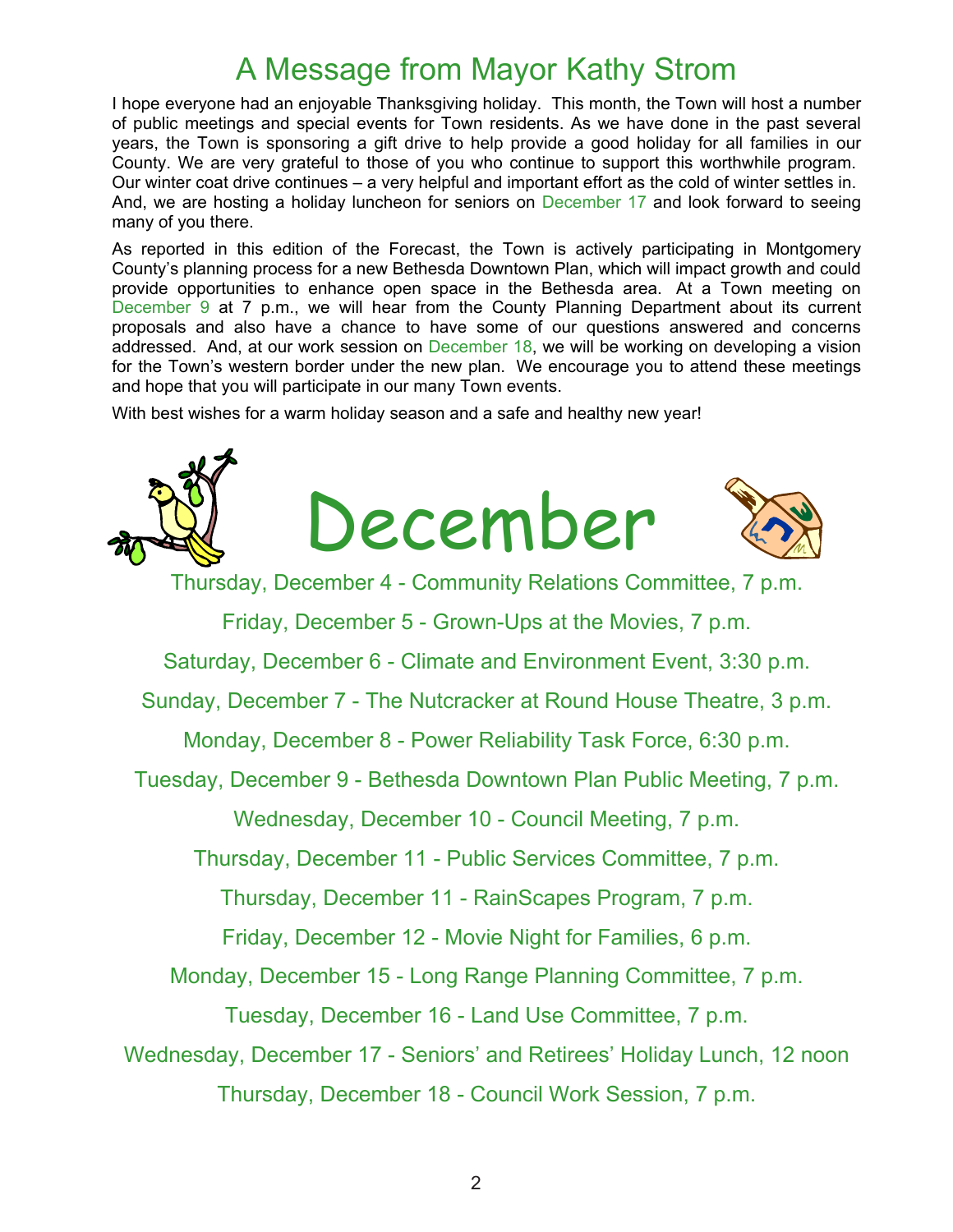# A Message from Mayor Kathy Strom

I hope everyone had an enjoyable Thanksgiving holiday. This month, the Town will host a number of public meetings and special events for Town residents. As we have done in the past several years, the Town is sponsoring a gift drive to help provide a good holiday for all families in our County. We are very grateful to those of you who continue to support this worthwhile program. Our winter coat drive continues – a very helpful and important effort as the cold of winter settles in. And, we are hosting a holiday luncheon for seniors on December 17 and look forward to seeing many of you there.

As reported in this edition of the Forecast, the Town is actively participating in Montgomery County's planning process for a new Bethesda Downtown Plan, which will impact growth and could provide opportunities to enhance open space in the Bethesda area. At a Town meeting on December 9 at 7 p.m., we will hear from the County Planning Department about its current proposals and also have a chance to have some of our questions answered and concerns addressed. And, at our work session on December 18, we will be working on developing a vision for the Town's western border under the new plan. We encourage you to attend these meetings and hope that you will participate in our many Town events.

With best wishes for a warm holiday season and a safe and healthy new year!

# December

Thursday, December 4 - Community Relations Committee, 7 p.m.

Friday, December 5 - Grown-Ups at the Movies, 7 p.m.

Saturday, December 6 - Climate and Environment Event, 3:30 p.m.

Sunday, December 7 - The Nutcracker at Round House Theatre, 3 p.m.

Monday, December 8 - Power Reliability Task Force, 6:30 p.m.

Tuesday, December 9 - Bethesda Downtown Plan Public Meeting, 7 p.m.

Wednesday, December 10 - Council Meeting, 7 p.m.

Thursday, December 11 - Public Services Committee, 7 p.m.

Thursday, December 11 - RainScapes Program, 7 p.m.

Friday, December 12 - Movie Night for Families, 6 p.m.

Monday, December 15 - Long Range Planning Committee, 7 p.m.

Tuesday, December 16 - Land Use Committee, 7 p.m.

Wednesday, December 17 - Seniors' and Retirees' Holiday Lunch, 12 noon

Thursday, December 18 - Council Work Session, 7 p.m.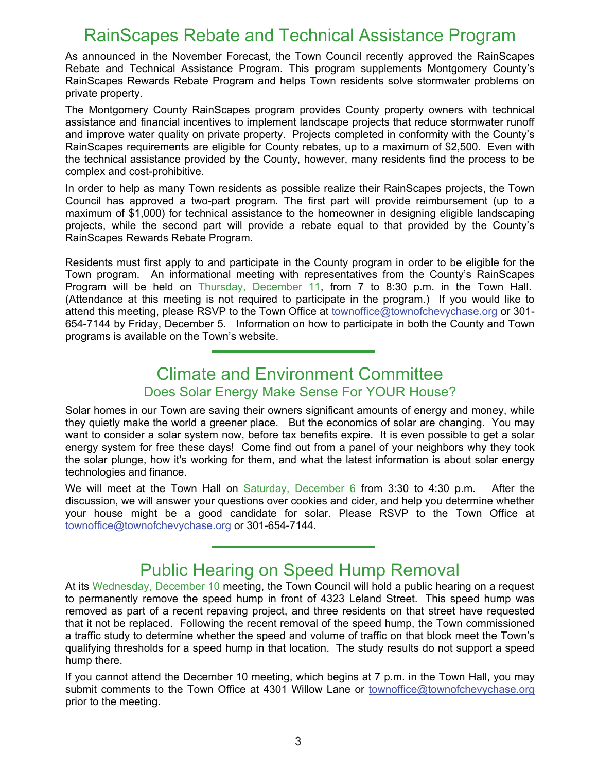# RainScapes Rebate and Technical Assistance Program

As announced in the November Forecast, the Town Council recently approved the RainScapes Rebate and Technical Assistance Program. This program supplements Montgomery County's RainScapes Rewards Rebate Program and helps Town residents solve stormwater problems on private property.

The Montgomery County RainScapes program provides County property owners with technical assistance and financial incentives to implement landscape projects that reduce stormwater runoff and improve water quality on private property. Projects completed in conformity with the County's RainScapes requirements are eligible for County rebates, up to a maximum of $2,500. Even with the technical assistance provided by the County, however, many residents find the process to be complex and cost-prohibitive.

In order to help as many Town residents as possible realize their RainScapes projects, the Town Council has approved a two-part program. The first part will provide reimbursement (up to a maximum of $1,000) for technical assistance to the homeowner in designing eligible landscaping projects, while the second part will provide a rebate equal to that provided by the County's RainScapes Rewards Rebate Program.

Residents must first apply to and participate in the County program in order to be eligible for the Town program. An informational meeting with representatives from the County's RainScapes Program will be held on Thursday, December 11, from 7 to 8:30 p.m. in the Town Hall. (Attendance at this meeting is not required to participate in the program.) If you would like to attend this meeting, please RSVP to the Town Office at townoffice@townofchevychase.org or 301-654-7144 by Friday, December 5. Information on how to participate in both the County and Town programs is available on the Town's website.

---

# Climate and Environment Committee

## Does Solar Energy Make Sense For YOUR House?

Solar homes in our Town are saving their owners significant amounts of energy and money, while they quietly make the world a greener place. But the economics of solar are changing. You may want to consider a solar system now, before tax benefits expire. It is even possible to get a solar energy system for free these days! Come find out from a panel of your neighbors why they took the solar plunge, how it's working for them, and what the latest information is about solar energy technologies and finance.

We will meet at the Town Hall on Saturday, December 6 from 3:30 to 4:30 p.m. After the discussion, we will answer your questions over cookies and cider, and help you determine whether your house might be a good candidate for solar. Please RSVP to the Town Office at townoffice@townofchevychase.org or 301-654-7144.

---

# Public Hearing on Speed Hump Removal

At its Wednesday, December 10 meeting, the Town Council will hold a public hearing on a request to permanently remove the speed hump in front of 4323 Leland Street. This speed hump was removed as part of a recent repaving project, and three residents on that street have requested that it not be replaced. Following the recent removal of the speed hump, the Town commissioned a traffic study to determine whether the speed and volume of traffic on that block meet the Town's qualifying thresholds for a speed hump in that location. The study results do not support a speed hump there.

If you cannot attend the December 10 meeting, which begins at 7 p.m. in the Town Hall, you may submit comments to the Town Office at 4301 Willow Lane or townoffice@townofchevychase.org prior to the meeting.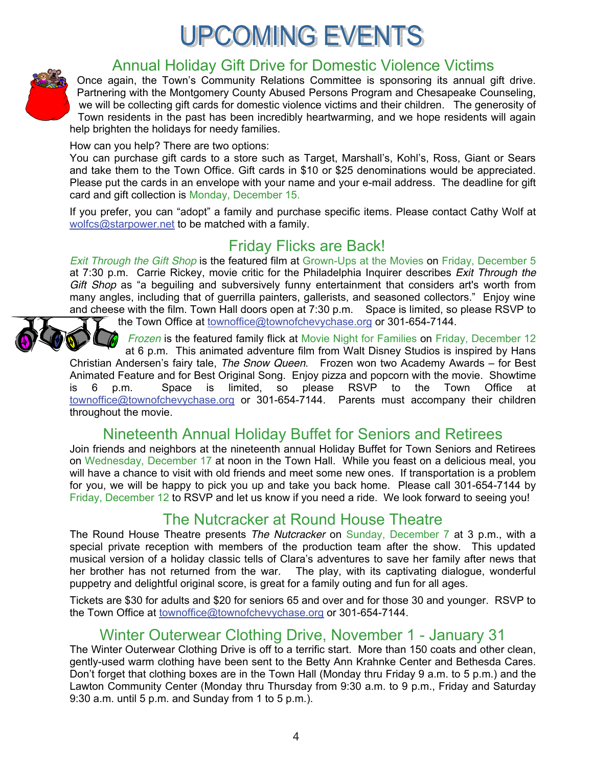# UPCOMING EVENTS

## Annual Holiday Gift Drive for Domestic Violence Victims

Once again, the Town's Community Relations Committee is sponsoring its annual gift drive. Partnering with the Montgomery County Abused Persons Program and Chesapeake Counseling, we will be collecting gift cards for domestic violence victims and their children. The generosity of Town residents in the past has been incredibly heartwarming, and we hope residents will again help brighten the holidays for needy families.

How can you help? There are two options:

You can purchase gift cards to a store such as Target, Marshall's, Kohl's, Ross, Giant or Sears and take them to the Town Office. Gift cards in $10 or $25 denominations would be appreciated. Please put the cards in an envelope with your name and your e-mail address. The deadline for gift card and gift collection is Monday, December 15.

If you prefer, you can "adopt" a family and purchase specific items. Please contact Cathy Wolf at wolfcs@starpower.net to be matched with a family.

## Friday Flicks are Back!

*Exit Through the Gift Shop* is the featured film at Grown-Ups at the Movies on Friday, December 5 at 7:30 p.m. Carrie Rickey, movie critic for the Philadelphia Inquirer describes *Exit Through the Gift Shop* as "a beguiling and subversively funny entertainment that considers art's worth from many angles, including that of guerrilla painters, gallerists, and seasoned collectors." Enjoy wine and cheese with the film. Town Hall doors open at 7:30 p.m. Space is limited, so please RSVP to the Town Office at townoffice@townofchevychase.org or 301-654-7144.

*Frozen* is the featured family flick at Movie Night for Families on Friday, December 12 at 6 p.m. This animated adventure film from Walt Disney Studios is inspired by Hans Christian Andersen's fairy tale, *The Snow Queen*. Frozen won two Academy Awards – for Best Animated Feature and for Best Original Song. Enjoy pizza and popcorn with the movie. Showtime is 6 p.m. Space is limited, so please RSVP to the Town Office at townoffice@townofchevychase.org or 301-654-7144. Parents must accompany their children throughout the movie.

## Nineteenth Annual Holiday Buffet for Seniors and Retirees

Join friends and neighbors at the nineteenth annual Holiday Buffet for Town Seniors and Retirees on Wednesday, December 17 at noon in the Town Hall. While you feast on a delicious meal, you will have a chance to visit with old friends and meet some new ones. If transportation is a problem for you, we will be happy to pick you up and take you back home. Please call 301-654-7144 by Friday, December 12 to RSVP and let us know if you need a ride. We look forward to seeing you!

## The Nutcracker at Round House Theatre

The Round House Theatre presents *The Nutcracker* on Sunday, December 7 at 3 p.m., with a special private reception with members of the production team after the show. This updated musical version of a holiday classic tells of Clara's adventures to save her family after news that her brother has not returned from the war. The play, with its captivating dialogue, wonderful puppetry and delightful original score, is great for a family outing and fun for all ages.

Tickets are $30 for adults and $20 for seniors 65 and over and for those 30 and younger. RSVP to the Town Office at townoffice@townofchevychase.org or 301-654-7144.

## Winter Outerwear Clothing Drive, November 1 - January 31

The Winter Outerwear Clothing Drive is off to a terrific start. More than 150 coats and other clean, gently-used warm clothing have been sent to the Betty Ann Krahnke Center and Bethesda Cares. Don't forget that clothing boxes are in the Town Hall (Monday thru Friday 9 a.m. to 5 p.m.) and the Lawton Community Center (Monday thru Thursday from 9:30 a.m. to 9 p.m., Friday and Saturday 9:30 a.m. until 5 p.m. and Sunday from 1 to 5 p.m.).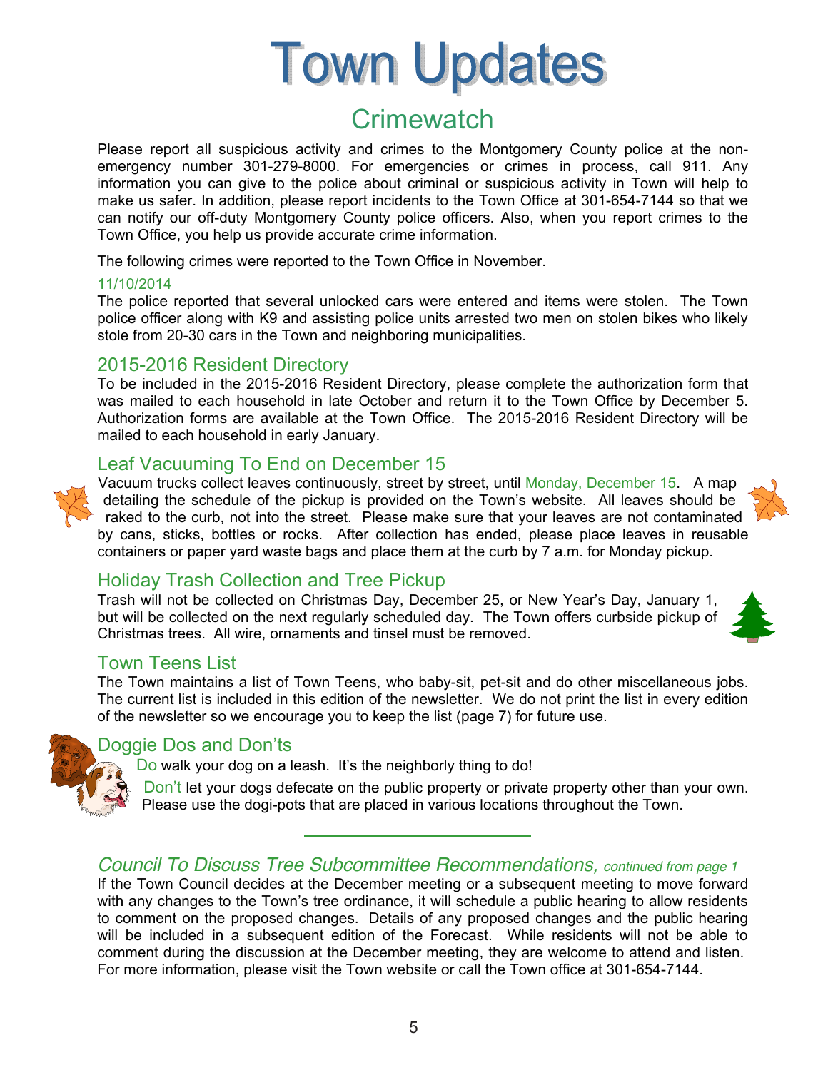# Town Updates

## Crimewatch

Please report all suspicious activity and crimes to the Montgomery County police at the non-emergency number 301-279-8000. For emergencies or crimes in process, call 911. Any information you can give to the police about criminal or suspicious activity in Town will help to make us safer. In addition, please report incidents to the Town Office at 301-654-7144 so that we can notify our off-duty Montgomery County police officers. Also, when you report crimes to the Town Office, you help us provide accurate crime information.

The following crimes were reported to the Town Office in November.

11/10/2014

The police reported that several unlocked cars were entered and items were stolen. The Town police officer along with K9 and assisting police units arrested two men on stolen bikes who likely stole from 20-30 cars in the Town and neighboring municipalities.

### 2015-2016 Resident Directory

To be included in the 2015-2016 Resident Directory, please complete the authorization form that was mailed to each household in late October and return it to the Town Office by December 5. Authorization forms are available at the Town Office. The 2015-2016 Resident Directory will be mailed to each household in early January.

### Leaf Vacuuming To End on December 15

Vacuum trucks collect leaves continuously, street by street, until Monday, December 15. A map detailing the schedule of the pickup is provided on the Town's website. All leaves should be raked to the curb, not into the street. Please make sure that your leaves are not contaminated by cans, sticks, bottles or rocks. After collection has ended, please place leaves in reusable containers or paper yard waste bags and place them at the curb by 7 a.m. for Monday pickup.

### Holiday Trash Collection and Tree Pickup

Trash will not be collected on Christmas Day, December 25, or New Year's Day, January 1, but will be collected on the next regularly scheduled day. The Town offers curbside pickup of Christmas trees. All wire, ornaments and tinsel must be removed.

### Town Teens List

The Town maintains a list of Town Teens, who baby-sit, pet-sit and do other miscellaneous jobs. The current list is included in this edition of the newsletter. We do not print the list in every edition of the newsletter so we encourage you to keep the list (page 7) for future use.

### Doggie Dos and Don'ts

Do walk your dog on a leash. It's the neighborly thing to do!

Don't let your dogs defecate on the public property or private property other than your own. Please use the dogi-pots that are placed in various locations throughout the Town.

---

### *Council To Discuss Tree Subcommittee Recommendations, continued from page 1*

If the Town Council decides at the December meeting or a subsequent meeting to move forward with any changes to the Town's tree ordinance, it will schedule a public hearing to allow residents to comment on the proposed changes. Details of any proposed changes and the public hearing will be included in a subsequent edition of the Forecast. While residents will not be able to comment during the discussion at the December meeting, they are welcome to attend and listen. For more information, please visit the Town website or call the Town office at 301-654-7144.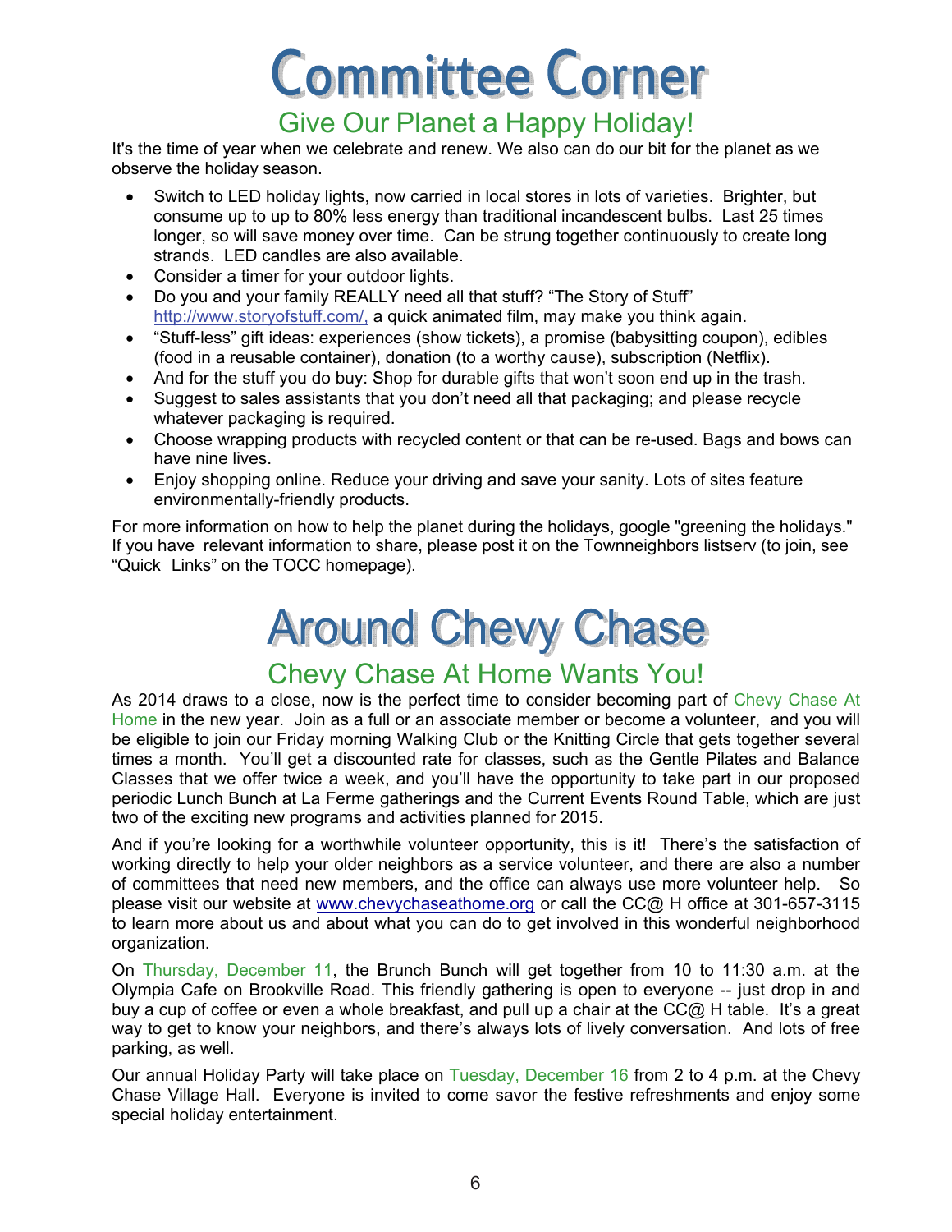# Committee Corner

## Give Our Planet a Happy Holiday!

It's the time of year when we celebrate and renew. We also can do our bit for the planet as we observe the holiday season.

- Switch to LED holiday lights, now carried in local stores in lots of varieties. Brighter, but consume up to up to 80% less energy than traditional incandescent bulbs. Last 25 times longer, so will save money over time. Can be strung together continuously to create long strands. LED candles are also available.
- Consider a timer for your outdoor lights.
- Do you and your family REALLY need all that stuff? "The Story of Stuff" http://www.storyofstuff.com/, a quick animated film, may make you think again.
- "Stuff-less" gift ideas: experiences (show tickets), a promise (babysitting coupon), edibles (food in a reusable container), donation (to a worthy cause), subscription (Netflix).
- And for the stuff you do buy: Shop for durable gifts that won't soon end up in the trash.
- Suggest to sales assistants that you don't need all that packaging; and please recycle whatever packaging is required.
- Choose wrapping products with recycled content or that can be re-used. Bags and bows can have nine lives.
- Enjoy shopping online. Reduce your driving and save your sanity. Lots of sites feature environmentally-friendly products.

For more information on how to help the planet during the holidays, google "greening the holidays." If you have relevant information to share, please post it on the Townneighbors listserv (to join, see "Quick Links" on the TOCC homepage).

# Around Chevy Chase

## Chevy Chase At Home Wants You!

As 2014 draws to a close, now is the perfect time to consider becoming part of Chevy Chase At Home in the new year. Join as a full or an associate member or become a volunteer, and you will be eligible to join our Friday morning Walking Club or the Knitting Circle that gets together several times a month. You'll get a discounted rate for classes, such as the Gentle Pilates and Balance Classes that we offer twice a week, and you'll have the opportunity to take part in our proposed periodic Lunch Bunch at La Ferme gatherings and the Current Events Round Table, which are just two of the exciting new programs and activities planned for 2015.

And if you're looking for a worthwhile volunteer opportunity, this is it! There's the satisfaction of working directly to help your older neighbors as a service volunteer, and there are also a number of committees that need new members, and the office can always use more volunteer help. So please visit our website at www.chevychaseathome.org or call the CC@ H office at 301-657-3115 to learn more about us and about what you can do to get involved in this wonderful neighborhood organization.

On Thursday, December 11, the Brunch Bunch will get together from 10 to 11:30 a.m. at the Olympia Cafe on Brookville Road. This friendly gathering is open to everyone -- just drop in and buy a cup of coffee or even a whole breakfast, and pull up a chair at the CC@ H table. It's a great way to get to know your neighbors, and there's always lots of lively conversation. And lots of free parking, as well.

Our annual Holiday Party will take place on Tuesday, December 16 from 2 to 4 p.m. at the Chevy Chase Village Hall. Everyone is invited to come savor the festive refreshments and enjoy some special holiday entertainment.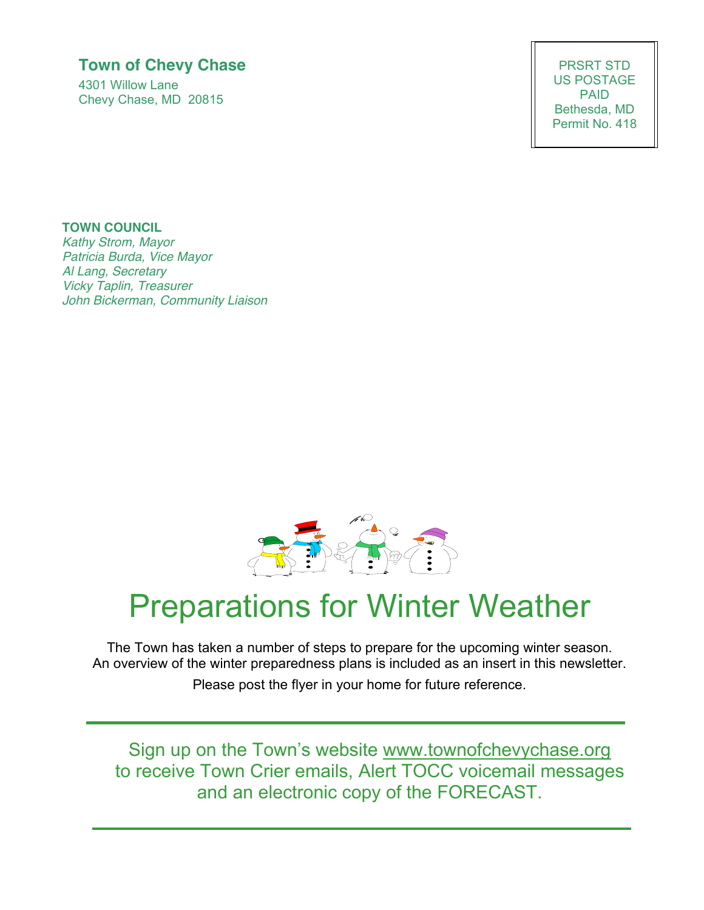**Town of Chevy Chase**
4301 Willow Lane
Chevy Chase, MD 20815

PRSRT STD
US POSTAGE
PAID
Bethesda, MD
Permit No. 418

**TOWN COUNCIL**
*Kathy Strom, Mayor*
*Patricia Burda, Vice Mayor*
*Al Lang, Secretary*
*Vicky Taplin, Treasurer*
*John Bickerman, Community Liaison*

# Preparations for Winter Weather

The Town has taken a number of steps to prepare for the upcoming winter season. An overview of the winter preparedness plans is included as an insert in this newsletter.

Please post the flyer in your home for future reference.

---

Sign up on the Town's website www.townofchevychase.org to receive Town Crier emails, Alert TOCC voicemail messages and an electronic copy of the FORECAST.

---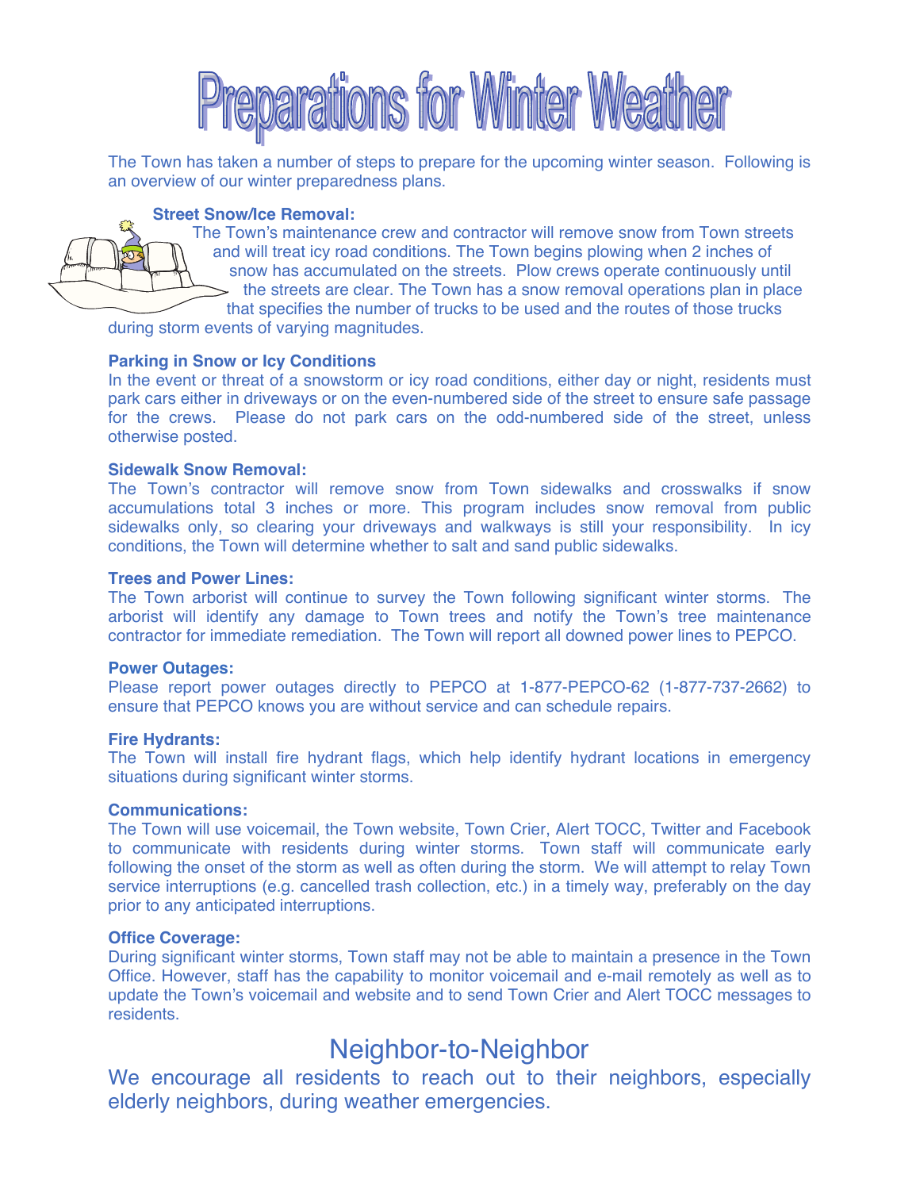# Preparations for Winter Weather

The Town has taken a number of steps to prepare for the upcoming winter season. Following is an overview of our winter preparedness plans.

### Street Snow/Ice Removal:

The Town's maintenance crew and contractor will remove snow from Town streets and will treat icy road conditions. The Town begins plowing when 2 inches of snow has accumulated on the streets. Plow crews operate continuously until the streets are clear. The Town has a snow removal operations plan in place that specifies the number of trucks to be used and the routes of those trucks during storm events of varying magnitudes.

### Parking in Snow or Icy Conditions

In the event or threat of a snowstorm or icy road conditions, either day or night, residents must park cars either in driveways or on the even-numbered side of the street to ensure safe passage for the crews. Please do not park cars on the odd-numbered side of the street, unless otherwise posted.

### Sidewalk Snow Removal:

The Town's contractor will remove snow from Town sidewalks and crosswalks if snow accumulations total 3 inches or more. This program includes snow removal from public sidewalks only, so clearing your driveways and walkways is still your responsibility. In icy conditions, the Town will determine whether to salt and sand public sidewalks.

### Trees and Power Lines:

The Town arborist will continue to survey the Town following significant winter storms. The arborist will identify any damage to Town trees and notify the Town's tree maintenance contractor for immediate remediation. The Town will report all downed power lines to PEPCO.

### Power Outages:

Please report power outages directly to PEPCO at 1-877-PEPCO-62 (1-877-737-2662) to ensure that PEPCO knows you are without service and can schedule repairs.

### Fire Hydrants:

The Town will install fire hydrant flags, which help identify hydrant locations in emergency situations during significant winter storms.

### Communications:

The Town will use voicemail, the Town website, Town Crier, Alert TOCC, Twitter and Facebook to communicate with residents during winter storms. Town staff will communicate early following the onset of the storm as well as often during the storm. We will attempt to relay Town service interruptions (e.g. cancelled trash collection, etc.) in a timely way, preferably on the day prior to any anticipated interruptions.

### Office Coverage:

During significant winter storms, Town staff may not be able to maintain a presence in the Town Office. However, staff has the capability to monitor voicemail and e-mail remotely as well as to update the Town's voicemail and website and to send Town Crier and Alert TOCC messages to residents.

## Neighbor-to-Neighbor

We encourage all residents to reach out to their neighbors, especially elderly neighbors, during weather emergencies.